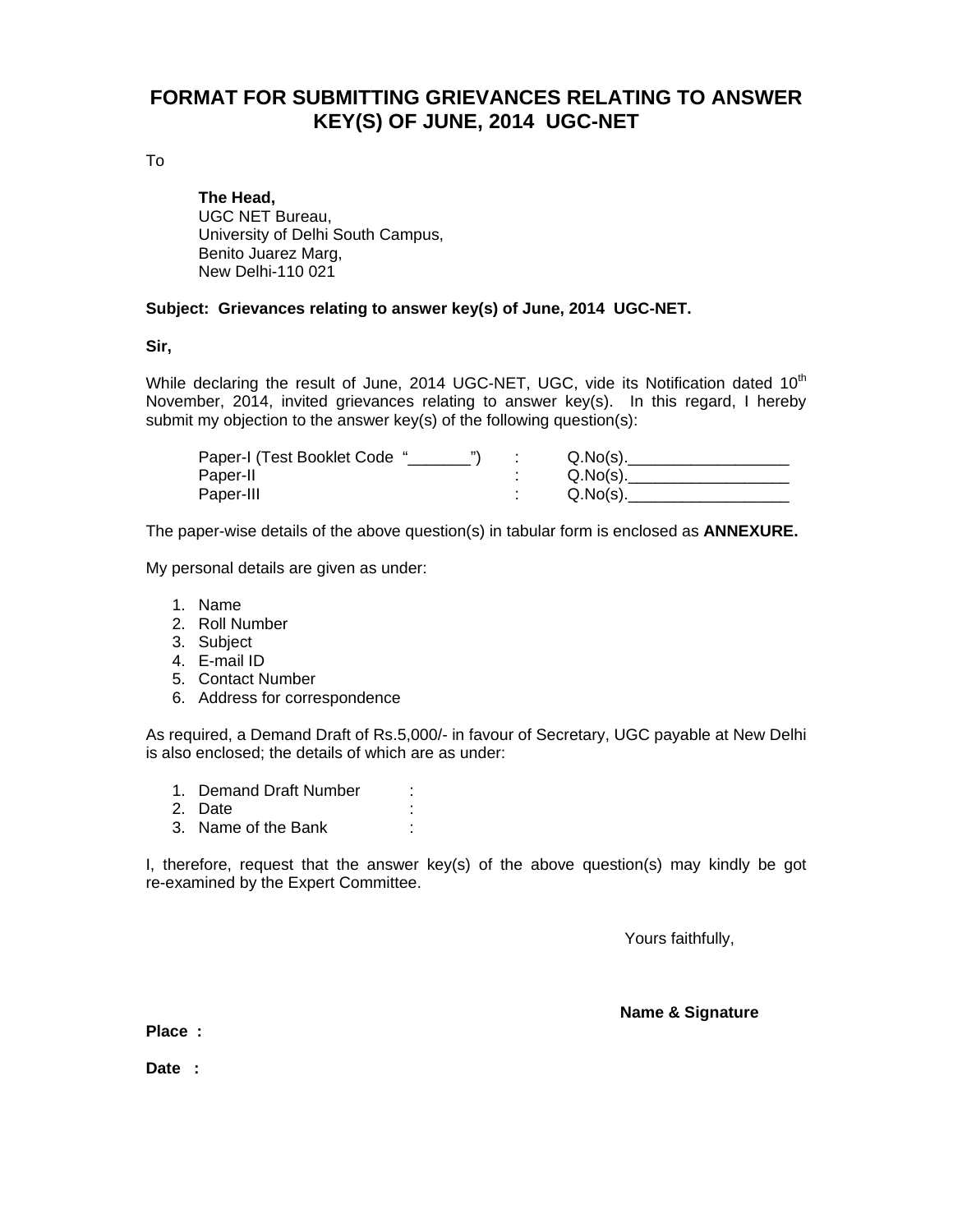# FORMAT FOR SUBMITTING GRIEVANCES RELATING TO ANSWER KEY(S) OF JUNE, 2014 UGC-NET

To

**The Head,**
UGC NET Bureau,
University of Delhi South Campus,
Benito Juarez Marg,
New Delhi-110 021

**Subject: Grievances relating to answer key(s) of June, 2014 UGC-NET.**

**Sir,**

While declaring the result of June, 2014 UGC-NET, UGC, vide its Notification dated 10th November, 2014, invited grievances relating to answer key(s). In this regard, I hereby submit my objection to the answer key(s) of the following question(s):

Paper-I (Test Booklet Code "_______") : Q.No(s).__________________
Paper-II : Q.No(s).__________________
Paper-III : Q.No(s).__________________

The paper-wise details of the above question(s) in tabular form is enclosed as **ANNEXURE.**

My personal details are given as under:

1. Name
2. Roll Number
3. Subject
4. E-mail ID
5. Contact Number
6. Address for correspondence

As required, a Demand Draft of Rs.5,000/- in favour of Secretary, UGC payable at New Delhi is also enclosed; the details of which are as under:

1. Demand Draft Number :
2. Date :
3. Name of the Bank :

I, therefore, request that the answer key(s) of the above question(s) may kindly be got re-examined by the Expert Committee.

Yours faithfully,

**Name & Signature**

**Place :**

**Date :**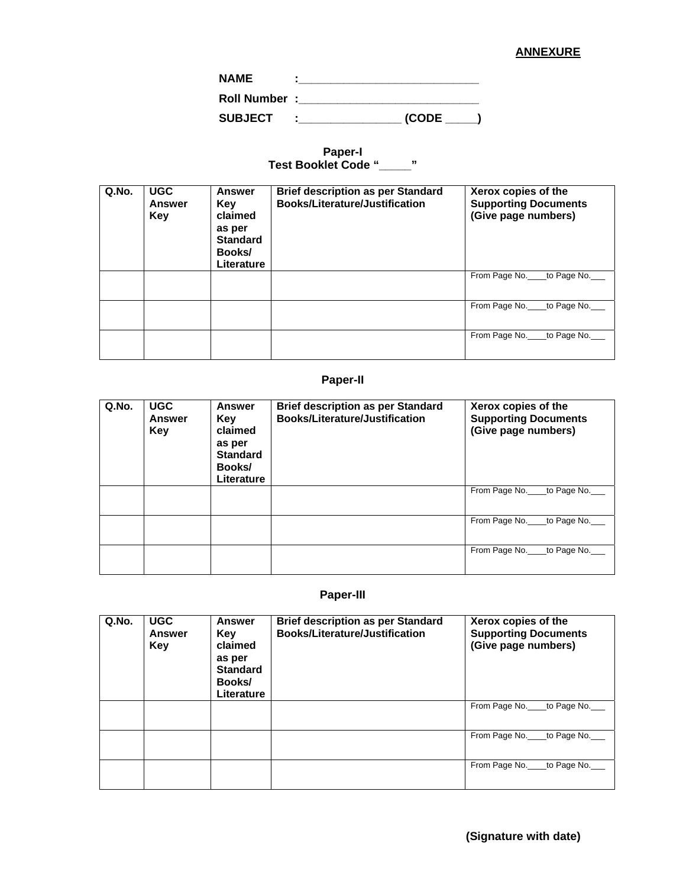**ANNEXURE**

**NAME** :____________________________

**Roll Number** :____________________________

**SUBJECT** :________________ **(CODE _____)**

### Paper-I
### Test Booklet Code "_____"

| Q.No. | UGC Answer Key | Answer Key claimed as per Standard Books/ Literature | Brief description as per Standard Books/Literature/Justification | Xerox copies of the Supporting Documents (Give page numbers) |
|---|---|---|---|---|
| | | | | From Page No.____to Page No.___ |
| | | | | From Page No.____to Page No.___ |
| | | | | From Page No.____to Page No.___ |

### Paper-II

| Q.No. | UGC Answer Key | Answer Key claimed as per Standard Books/ Literature | Brief description as per Standard Books/Literature/Justification | Xerox copies of the Supporting Documents (Give page numbers) |
|---|---|---|---|---|
| | | | | From Page No.____to Page No.___ |
| | | | | From Page No.____to Page No.___ |
| | | | | From Page No.____to Page No.___ |

### Paper-III

| Q.No. | UGC Answer Key | Answer Key claimed as per Standard Books/ Literature | Brief description as per Standard Books/Literature/Justification | Xerox copies of the Supporting Documents (Give page numbers) |
|---|---|---|---|---|
| | | | | From Page No.____to Page No.___ |
| | | | | From Page No.____to Page No.___ |
| | | | | From Page No.____to Page No.___ |

**(Signature with date)**